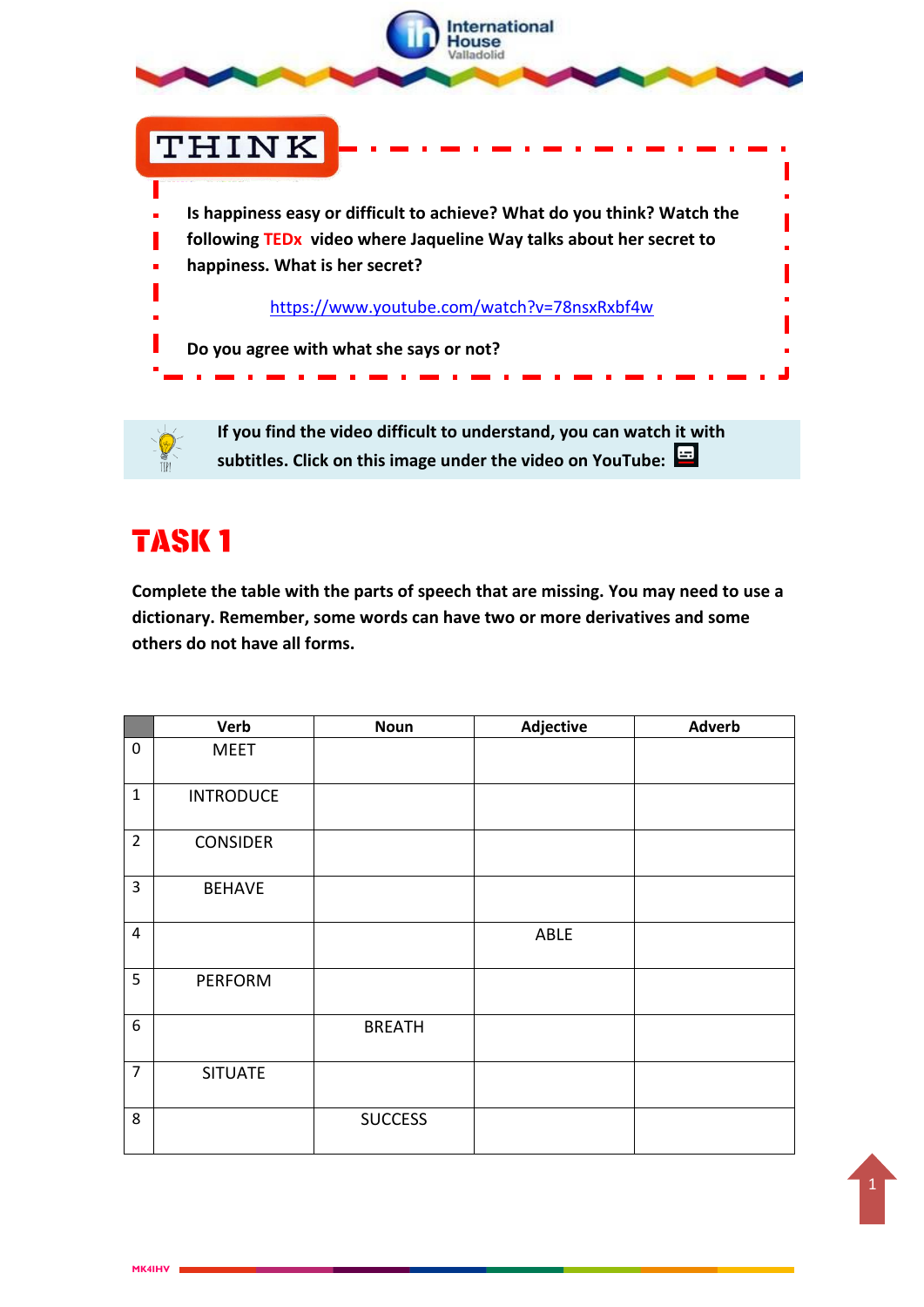## THINK

**Is happiness easy or difficult to achieve? What do you think? Watch the following TEDx video where Jaqueline Way talks about her secret to happiness. What is her secret?**

https://www.youtube.com/watch?v=78nsxRxbf4w

**Do you agree with what she says or not?**

**If you find the video difficult to understand, you can watch it with subtitles. Click on this image under the video on YouTube:**

# TASK 1

**Complete the table with the parts of speech that are missing. You may need to use a dictionary. Remember, some words can have two or more derivatives and some others do not have all forms.**

| | Verb | Noun | Adjective | Adverb |
|---|---|---|---|---|
| 0 | MEET | | | |
| 1 | INTRODUCE | | | |
| 2 | CONSIDER | | | |
| 3 | BEHAVE | | | |
| 4 | | | ABLE | |
| 5 | PERFORM | | | |
| 6 | | BREATH | | |
| 7 | SITUATE | | | |
| 8 | | SUCCESS | | |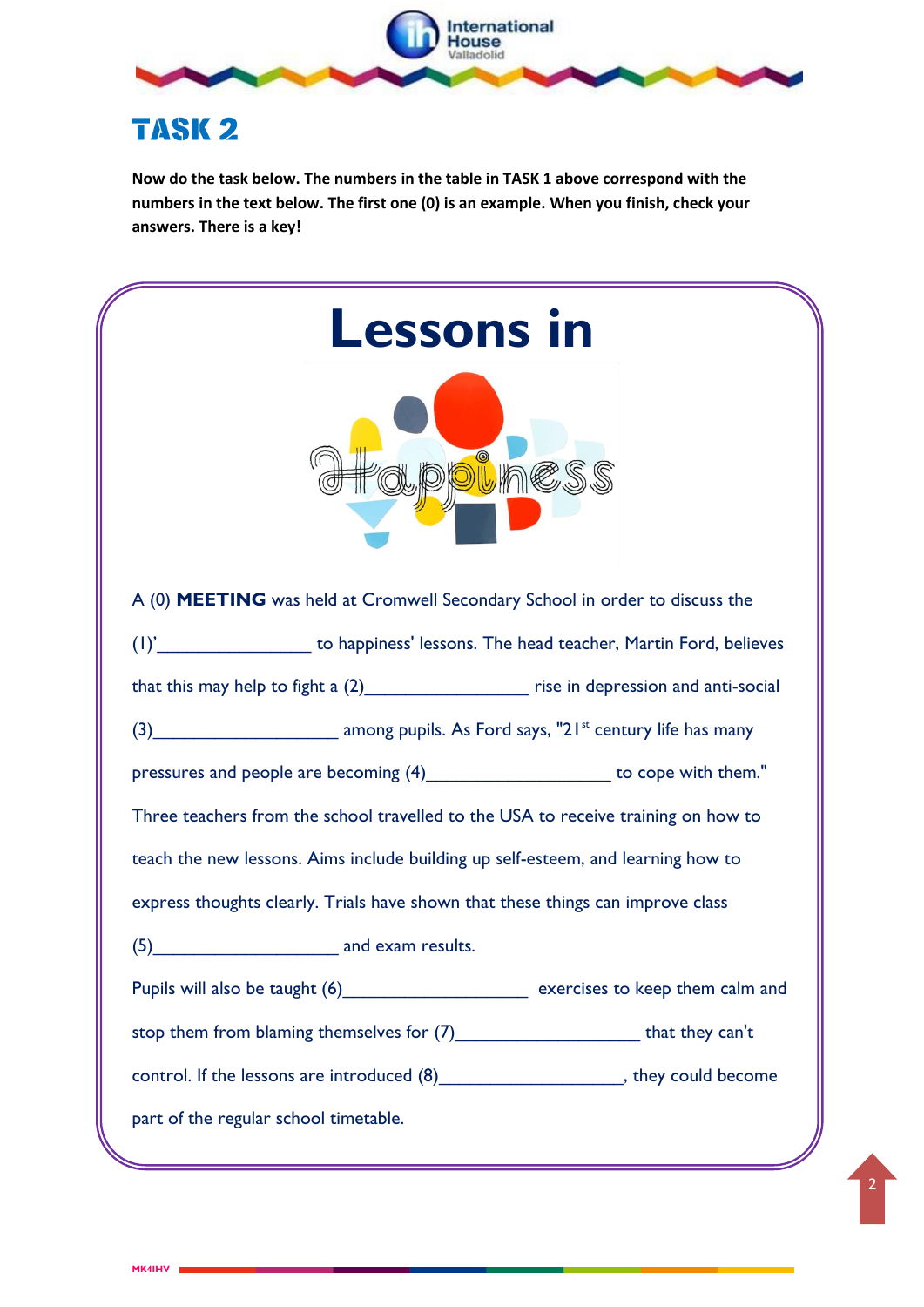# TASK 2

**Now do the task below. The numbers in the table in TASK 1 above correspond with the numbers in the text below. The first one (0) is an example. When you finish, check your answers. There is a key!**

## Lessons in Happiness

A (0) **MEETING** was held at Cromwell Secondary School in order to discuss the (1)'________________ to happiness' lessons. The head teacher, Martin Ford, believes that this may help to fight a (2)_________________ rise in depression and anti-social (3)___________________ among pupils. As Ford says, "21st century life has many pressures and people are becoming (4)___________________ to cope with them." Three teachers from the school travelled to the USA to receive training on how to teach the new lessons. Aims include building up self-esteem, and learning how to express thoughts clearly. Trials have shown that these things can improve class (5)___________________ and exam results.

Pupils will also be taught (6)___________________ exercises to keep them calm and stop them from blaming themselves for (7)___________________ that they can't control. If the lessons are introduced (8)___________________, they could become part of the regular school timetable.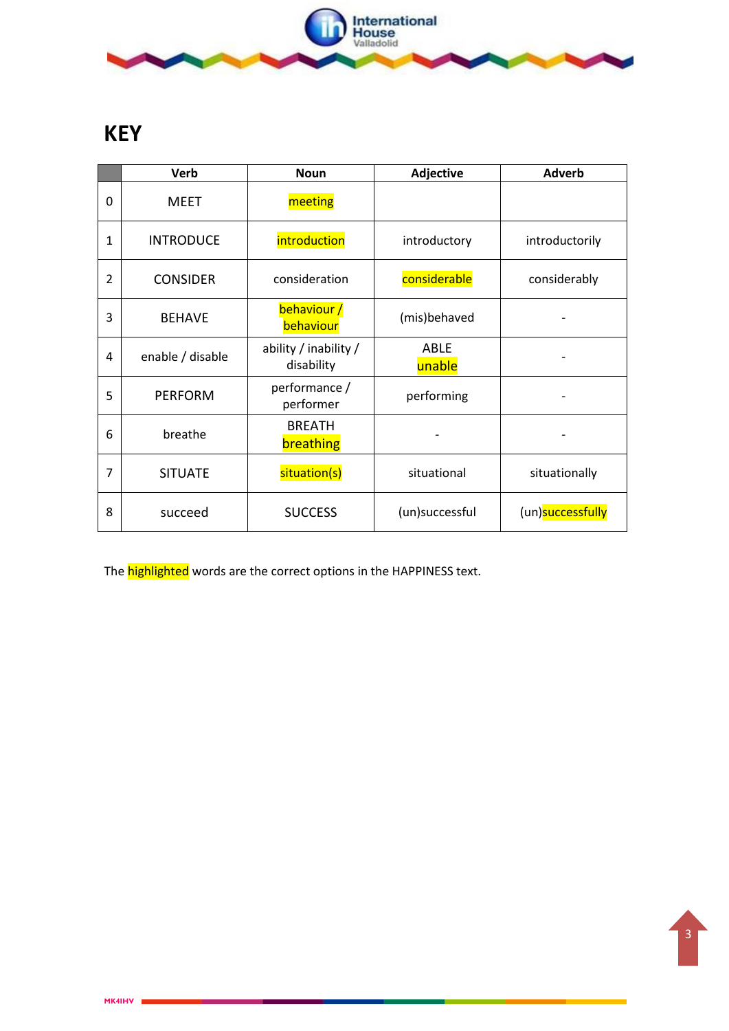# KEY

| | Verb | Noun | Adjective | Adverb |
|---|---|---|---|---|
| 0 | MEET | meeting | | |
| 1 | INTRODUCE | introduction | introductory | introductorily |
| 2 | CONSIDER | consideration | considerable | considerably |
| 3 | BEHAVE | behaviour / behaviour | (mis)behaved | - |
| 4 | enable / disable | ability / inability / disability | ABLE unable | - |
| 5 | PERFORM | performance / performer | performing | - |
| 6 | breathe | BREATH breathing | - | - |
| 7 | SITUATE | situation(s) | situational | situationally |
| 8 | succeed | SUCCESS | (un)successful | (un)successfully |

The highlighted words are the correct options in the HAPPINESS text.